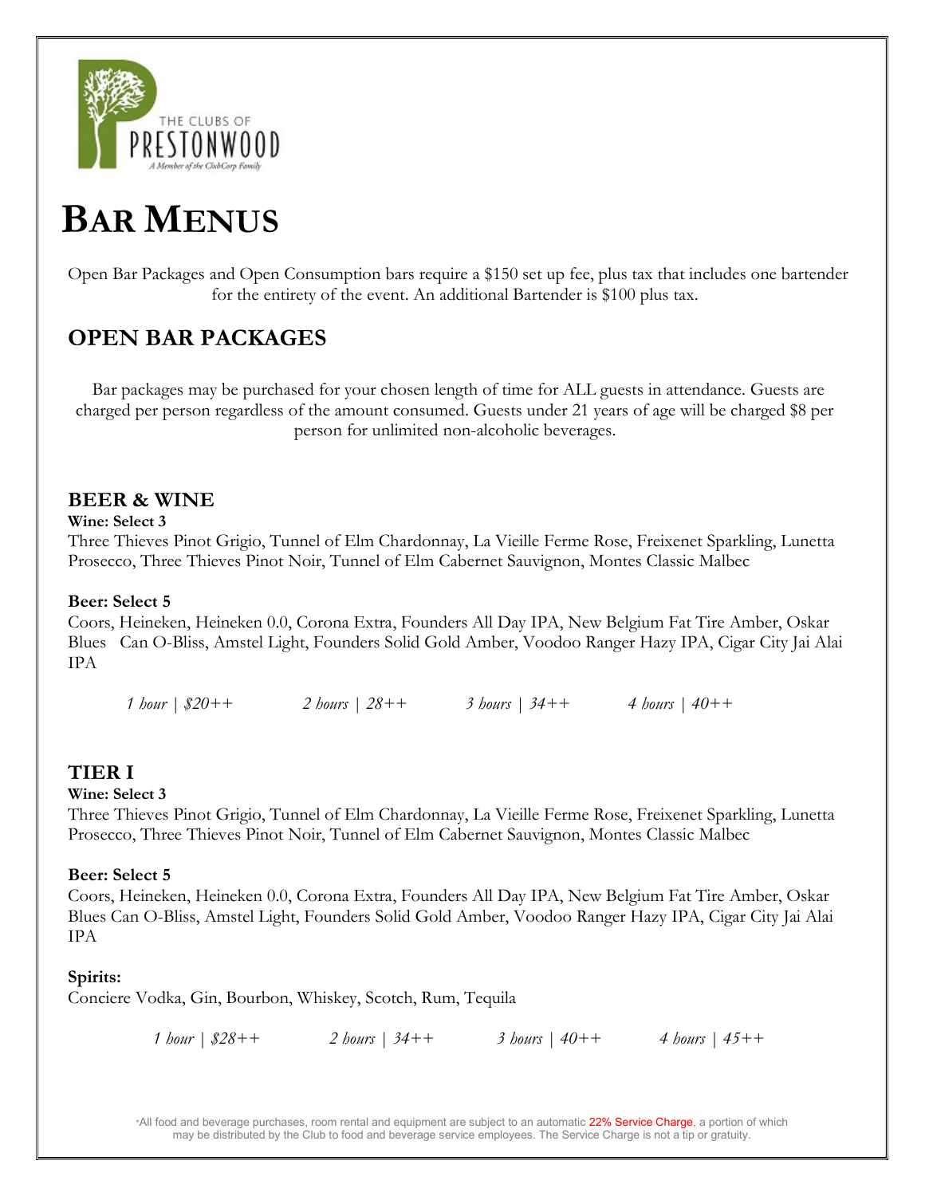THE CLUBS OF PRESTONWOOD

A Member of the ClubCorp Family

# BAR MENUS

Open Bar Packages and Open Consumption bars require a $150 set up fee, plus tax that includes one bartender for the entirety of the event. An additional Bartender is $100 plus tax.

## OPEN BAR PACKAGES

Bar packages may be purchased for your chosen length of time for ALL guests in attendance. Guests are charged per person regardless of the amount consumed. Guests under 21 years of age will be charged $8 per person for unlimited non-alcoholic beverages.

### BEER & WINE

**Wine: Select 3**

Three Thieves Pinot Grigio, Tunnel of Elm Chardonnay, La Vieille Ferme Rose, Freixenet Sparkling, Lunetta Prosecco, Three Thieves Pinot Noir, Tunnel of Elm Cabernet Sauvignon, Montes Classic Malbec

**Beer: Select 5**

Coors, Heineken, Heineken 0.0, Corona Extra, Founders All Day IPA, New Belgium Fat Tire Amber, Oskar Blues Can O-Bliss, Amstel Light, Founders Solid Gold Amber, Voodoo Ranger Hazy IPA, Cigar City Jai Alai IPA

*1 hour | $20++* *2 hours | 28++* *3 hours | 34++* *4 hours | 40++*

### TIER I

**Wine: Select 3**

Three Thieves Pinot Grigio, Tunnel of Elm Chardonnay, La Vieille Ferme Rose, Freixenet Sparkling, Lunetta Prosecco, Three Thieves Pinot Noir, Tunnel of Elm Cabernet Sauvignon, Montes Classic Malbec

**Beer: Select 5**

Coors, Heineken, Heineken 0.0, Corona Extra, Founders All Day IPA, New Belgium Fat Tire Amber, Oskar Blues Can O-Bliss, Amstel Light, Founders Solid Gold Amber, Voodoo Ranger Hazy IPA, Cigar City Jai Alai IPA

**Spirits:**

Conciere Vodka, Gin, Bourbon, Whiskey, Scotch, Rum, Tequila

*1 hour | $28++* *2 hours | 34++* *3 hours | 40++* *4 hours | 45++*

*All food and beverage purchases, room rental and equipment are subject to an automatic 22% Service Charge, a portion of which may be distributed by the Club to food and beverage service employees. The Service Charge is not a tip or gratuity.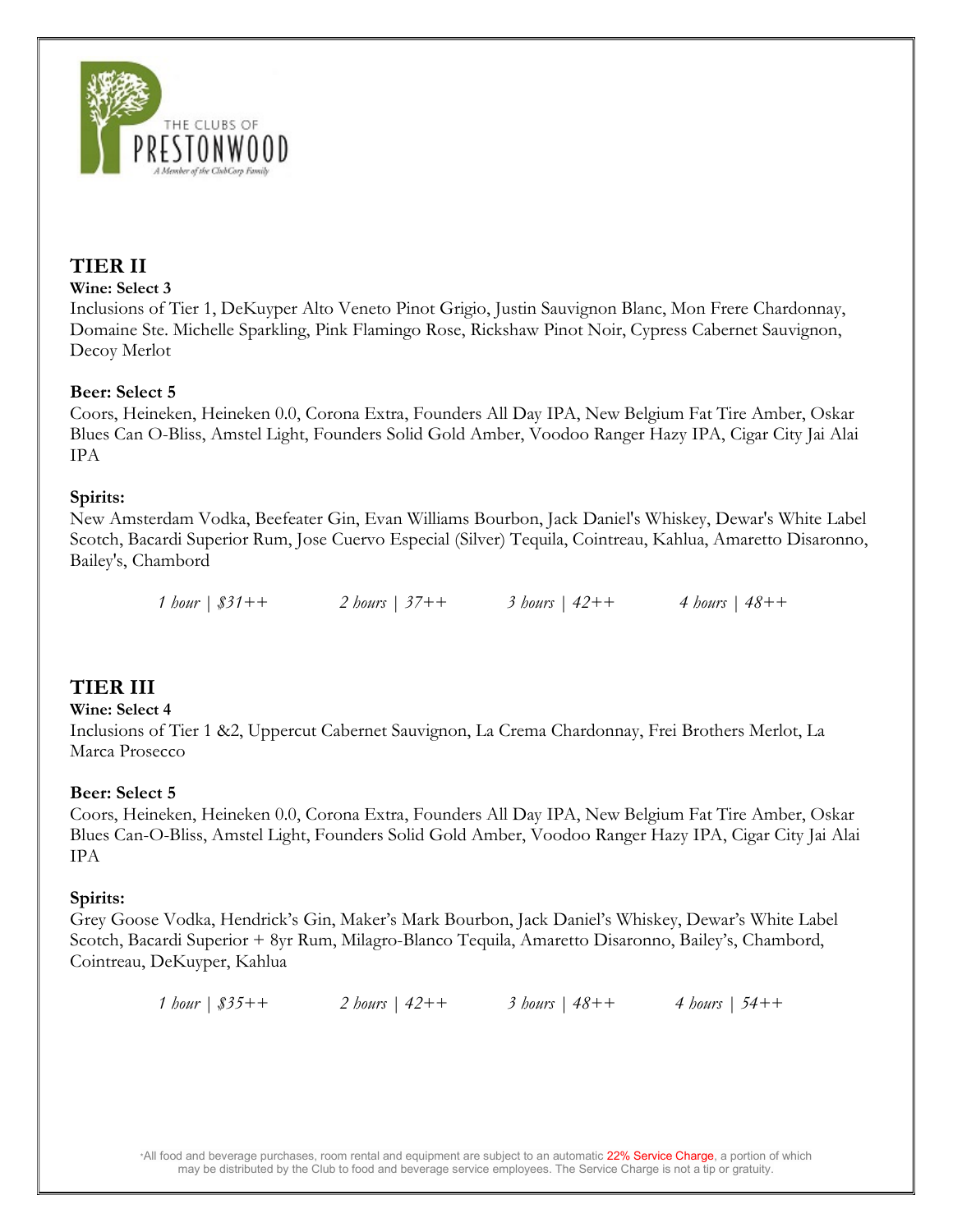THE CLUBS OF PRESTONWOOD

A Member of the ClubCorp Family

## TIER II

**Wine: Select 3**

Inclusions of Tier 1, DeKuyper Alto Veneto Pinot Grigio, Justin Sauvignon Blanc, Mon Frere Chardonnay, Domaine Ste. Michelle Sparkling, Pink Flamingo Rose, Rickshaw Pinot Noir, Cypress Cabernet Sauvignon, Decoy Merlot

**Beer: Select 5**

Coors, Heineken, Heineken 0.0, Corona Extra, Founders All Day IPA, New Belgium Fat Tire Amber, Oskar Blues Can O-Bliss, Amstel Light, Founders Solid Gold Amber, Voodoo Ranger Hazy IPA, Cigar City Jai Alai IPA

**Spirits:**

New Amsterdam Vodka, Beefeater Gin, Evan Williams Bourbon, Jack Daniel's Whiskey, Dewar's White Label Scotch, Bacardi Superior Rum, Jose Cuervo Especial (Silver) Tequila, Cointreau, Kahlua, Amaretto Disaronno, Bailey's, Chambord

*1 hour | $31++* *2 hours | 37++* *3 hours | 42++* *4 hours | 48++*

## TIER III

**Wine: Select 4**

Inclusions of Tier 1 &2, Uppercut Cabernet Sauvignon, La Crema Chardonnay, Frei Brothers Merlot, La Marca Prosecco

**Beer: Select 5**

Coors, Heineken, Heineken 0.0, Corona Extra, Founders All Day IPA, New Belgium Fat Tire Amber, Oskar Blues Can-O-Bliss, Amstel Light, Founders Solid Gold Amber, Voodoo Ranger Hazy IPA, Cigar City Jai Alai IPA

**Spirits:**

Grey Goose Vodka, Hendrick's Gin, Maker's Mark Bourbon, Jack Daniel's Whiskey, Dewar's White Label Scotch, Bacardi Superior + 8yr Rum, Milagro-Blanco Tequila, Amaretto Disaronno, Bailey's, Chambord, Cointreau, DeKuyper, Kahlua

*1 hour | $35++* *2 hours | 42++* *3 hours | 48++* *4 hours | 54++*

*All food and beverage purchases, room rental and equipment are subject to an automatic 22% Service Charge, a portion of which may be distributed by the Club to food and beverage service employees. The Service Charge is not a tip or gratuity.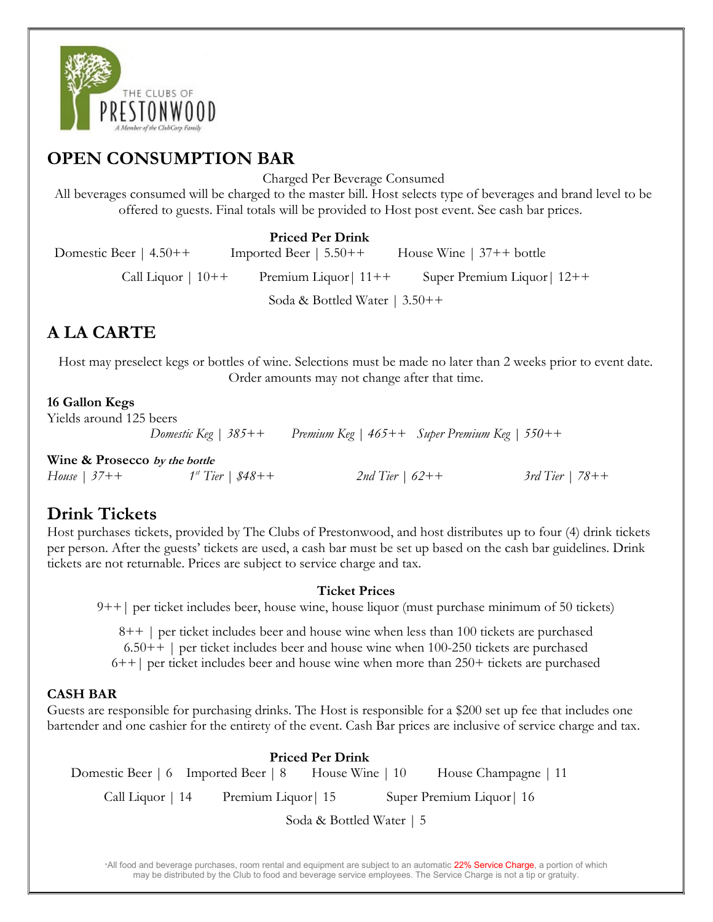THE CLUBS OF PRESTONWOOD

*A Member of the ClubCorp Family*

## OPEN CONSUMPTION BAR

Charged Per Beverage Consumed

All beverages consumed will be charged to the master bill. Host selects type of beverages and brand level to be offered to guests. Final totals will be provided to Host post event. See cash bar prices.

**Priced Per Drink**

Domestic Beer | 4.50++ Imported Beer | 5.50++ House Wine | 37++ bottle

Call Liquor | 10++ Premium Liquor| 11++ Super Premium Liquor| 12++

Soda & Bottled Water | 3.50++

## A LA CARTE

Host may preselect kegs or bottles of wine. Selections must be made no later than 2 weeks prior to event date. Order amounts may not change after that time.

**16 Gallon Kegs**

Yields around 125 beers

*Domestic Keg | 385++* *Premium Keg | 465++* *Super Premium Keg | 550++*

**Wine & Prosecco** ***by the bottle***

*House | 37++* *1st Tier | $48++* *2nd Tier | 62++* *3rd Tier | 78++*

## Drink Tickets

Host purchases tickets, provided by The Clubs of Prestonwood, and host distributes up to four (4) drink tickets per person. After the guests' tickets are used, a cash bar must be set up based on the cash bar guidelines. Drink tickets are not returnable. Prices are subject to service charge and tax.

**Ticket Prices**

9++| per ticket includes beer, house wine, house liquor (must purchase minimum of 50 tickets)

8++ | per ticket includes beer and house wine when less than 100 tickets are purchased

6.50++ | per ticket includes beer and house wine when 100-250 tickets are purchased

6++| per ticket includes beer and house wine when more than 250+ tickets are purchased

### CASH BAR

Guests are responsible for purchasing drinks. The Host is responsible for a $200 set up fee that includes one bartender and one cashier for the entirety of the event. Cash Bar prices are inclusive of service charge and tax.

**Priced Per Drink**

Domestic Beer | 6 Imported Beer | 8 House Wine | 10 House Champagne | 11

Call Liquor | 14 Premium Liquor| 15 Super Premium Liquor| 16

Soda & Bottled Water | 5

*All food and beverage purchases, room rental and equipment are subject to an automatic 22% Service Charge, a portion of which may be distributed by the Club to food and beverage service employees. The Service Charge is not a tip or gratuity.